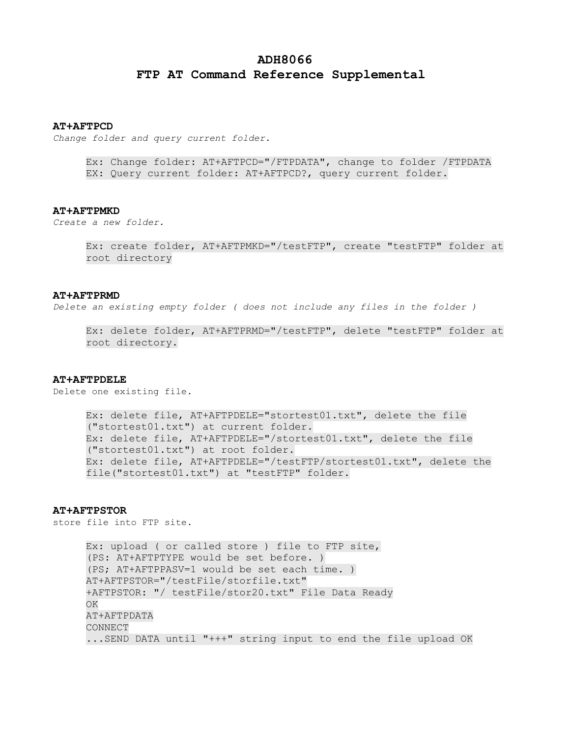# ADH8066
# FTP AT Command Reference Supplemental

### AT+AFTPCD

*Change folder and query current folder.*

```
Ex: Change folder: AT+AFTPCD="/FTPDATA", change to folder /FTPDATA
EX: Query current folder: AT+AFTPCD?, query current folder.
```

### AT+AFTPMKD

*Create a new folder.*

```
Ex: create folder, AT+AFTPMKD="/testFTP", create "testFTP" folder at
root directory
```

### AT+AFTPRMD

*Delete an existing empty folder ( does not include any files in the folder )*

```
Ex: delete folder, AT+AFTPRMD="/testFTP", delete "testFTP" folder at
root directory.
```

### AT+AFTPDELE

Delete one existing file.

```
Ex: delete file, AT+AFTPDELE="stortest01.txt", delete the file
("stortest01.txt") at current folder.
Ex: delete file, AT+AFTPDELE="/stortest01.txt", delete the file
("stortest01.txt") at root folder.
Ex: delete file, AT+AFTPDELE="/testFTP/stortest01.txt", delete the
file("stortest01.txt") at "testFTP" folder.
```

### AT+AFTPSTOR

store file into FTP site.

```
Ex: upload ( or called store ) file to FTP site,
(PS: AT+AFTPTYPE would be set before. )
(PS; AT+AFTPPASV=1 would be set each time. )
AT+AFTPSTOR="/testFile/storfile.txt"
+AFTPSTOR: "/ testFile/stor20.txt" File Data Ready
OK
AT+AFTPDATA
CONNECT
...SEND DATA until "+++" string input to end the file upload OK
```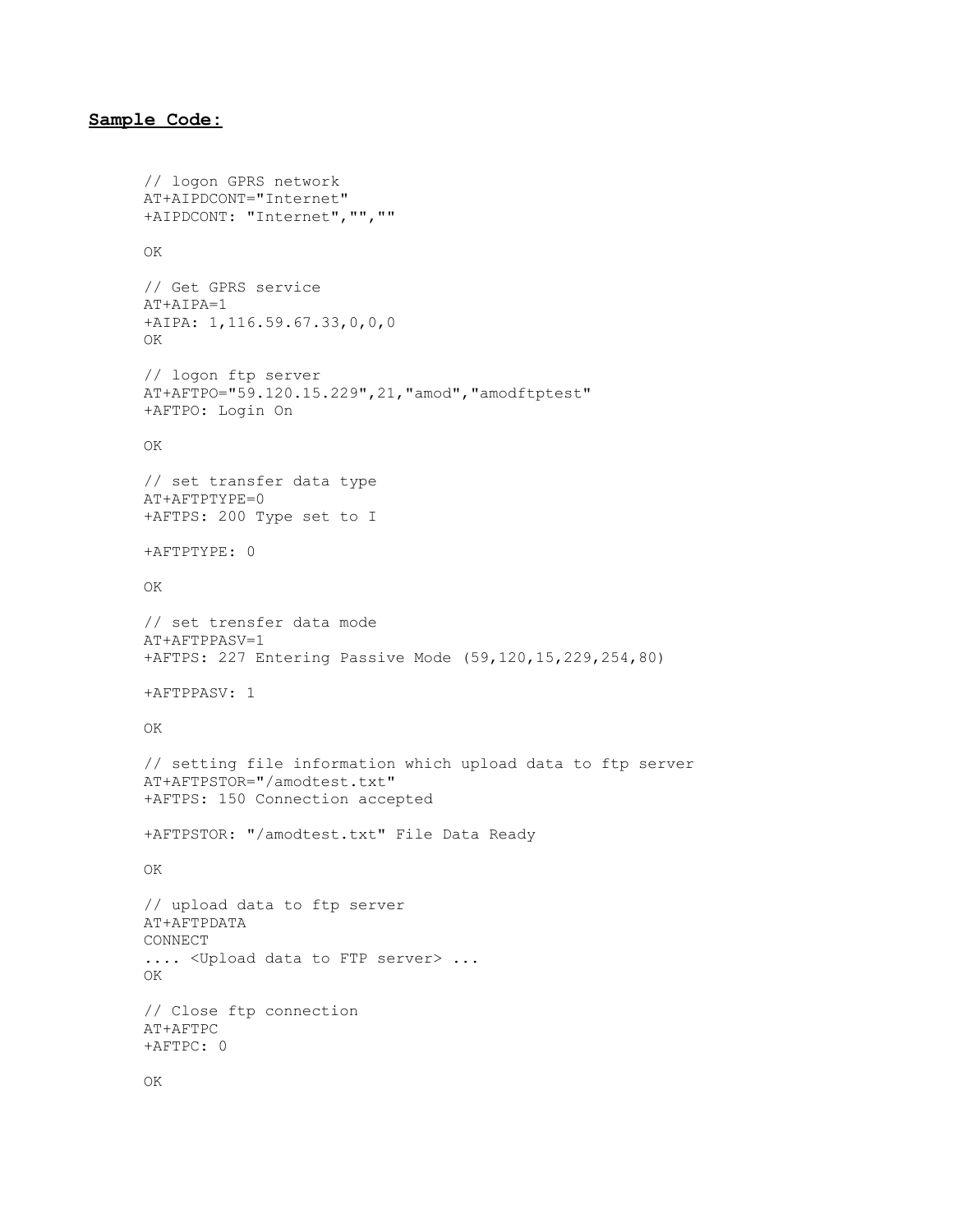**Sample Code:**

```
// logon GPRS network
AT+AIPDCONT="Internet"
+AIPDCONT: "Internet","",""

OK

// Get GPRS service
AT+AIPA=1
+AIPA: 1,116.59.67.33,0,0,0
OK

// logon ftp server
AT+AFTPO="59.120.15.229",21,"amod","amodftptest"
+AFTPO: Login On

OK

// set transfer data type
AT+AFTPTYPE=0
+AFTPS: 200 Type set to I

+AFTPTYPE: 0

OK

// set trensfer data mode
AT+AFTPPASV=1
+AFTPS: 227 Entering Passive Mode (59,120,15,229,254,80)

+AFTPPASV: 1

OK

// setting file information which upload data to ftp server
AT+AFTPSTOR="/amodtest.txt"
+AFTPS: 150 Connection accepted

+AFTPSTOR: "/amodtest.txt" File Data Ready

OK

// upload data to ftp server
AT+AFTPDATA
CONNECT
.... <Upload data to FTP server> ...
OK

// Close ftp connection
AT+AFTPC
+AFTPC: 0

OK
```